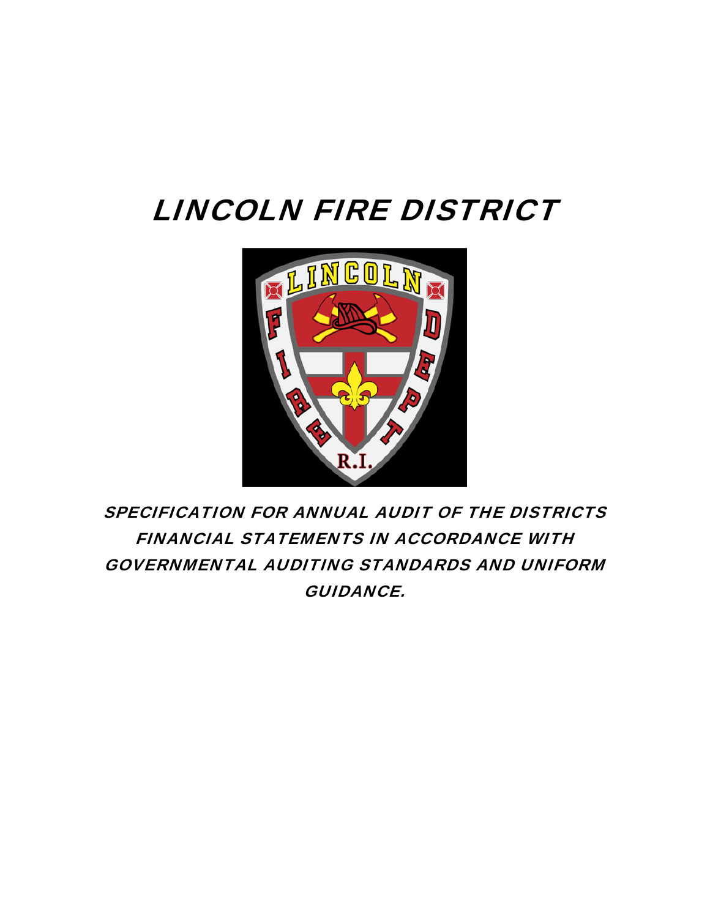# LINCOLN FIRE DISTRICT

***SPECIFICATION FOR ANNUAL AUDIT OF THE DISTRICTS FINANCIAL STATEMENTS IN ACCORDANCE WITH GOVERNMENTAL AUDITING STANDARDS AND UNIFORM GUIDANCE.***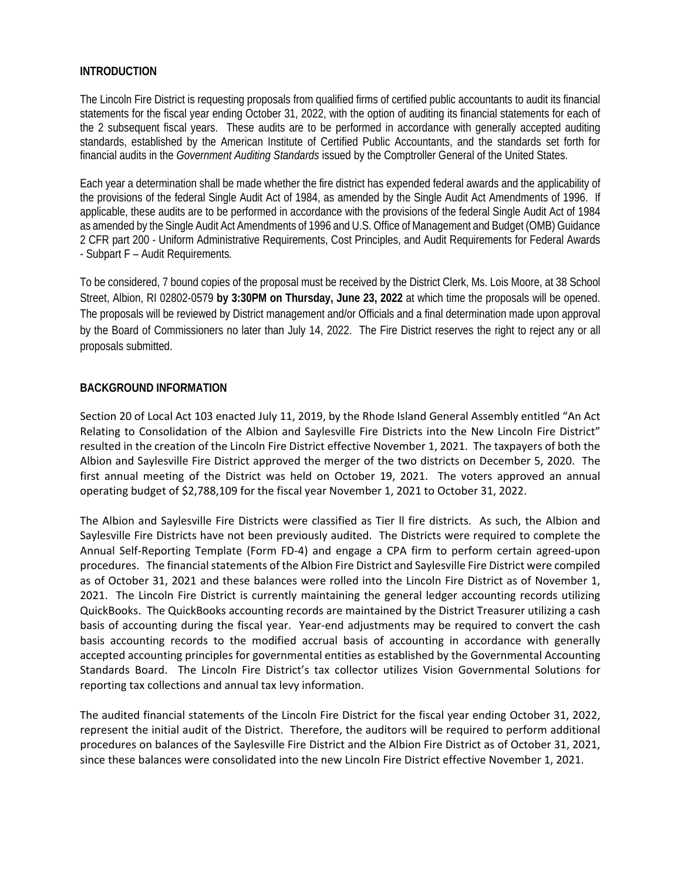## INTRODUCTION

The Lincoln Fire District is requesting proposals from qualified firms of certified public accountants to audit its financial statements for the fiscal year ending October 31, 2022, with the option of auditing its financial statements for each of the 2 subsequent fiscal years. These audits are to be performed in accordance with generally accepted auditing standards, established by the American Institute of Certified Public Accountants, and the standards set forth for financial audits in the *Government Auditing Standards* issued by the Comptroller General of the United States.

Each year a determination shall be made whether the fire district has expended federal awards and the applicability of the provisions of the federal Single Audit Act of 1984, as amended by the Single Audit Act Amendments of 1996. If applicable, these audits are to be performed in accordance with the provisions of the federal Single Audit Act of 1984 as amended by the Single Audit Act Amendments of 1996 and U.S. Office of Management and Budget (OMB) Guidance 2 CFR part 200 - Uniform Administrative Requirements, Cost Principles, and Audit Requirements for Federal Awards - Subpart F – Audit Requirements.

To be considered, 7 bound copies of the proposal must be received by the District Clerk, Ms. Lois Moore, at 38 School Street, Albion, RI 02802-0579 **by 3:30PM on Thursday, June 23, 2022** at which time the proposals will be opened. The proposals will be reviewed by District management and/or Officials and a final determination made upon approval by the Board of Commissioners no later than July 14, 2022. The Fire District reserves the right to reject any or all proposals submitted.

## BACKGROUND INFORMATION

Section 20 of Local Act 103 enacted July 11, 2019, by the Rhode Island General Assembly entitled "An Act Relating to Consolidation of the Albion and Saylesville Fire Districts into the New Lincoln Fire District" resulted in the creation of the Lincoln Fire District effective November 1, 2021. The taxpayers of both the Albion and Saylesville Fire District approved the merger of the two districts on December 5, 2020. The first annual meeting of the District was held on October 19, 2021. The voters approved an annual operating budget of $2,788,109 for the fiscal year November 1, 2021 to October 31, 2022.

The Albion and Saylesville Fire Districts were classified as Tier ll fire districts. As such, the Albion and Saylesville Fire Districts have not been previously audited. The Districts were required to complete the Annual Self-Reporting Template (Form FD-4) and engage a CPA firm to perform certain agreed-upon procedures. The financial statements of the Albion Fire District and Saylesville Fire District were compiled as of October 31, 2021 and these balances were rolled into the Lincoln Fire District as of November 1, 2021. The Lincoln Fire District is currently maintaining the general ledger accounting records utilizing QuickBooks. The QuickBooks accounting records are maintained by the District Treasurer utilizing a cash basis of accounting during the fiscal year. Year-end adjustments may be required to convert the cash basis accounting records to the modified accrual basis of accounting in accordance with generally accepted accounting principles for governmental entities as established by the Governmental Accounting Standards Board. The Lincoln Fire District's tax collector utilizes Vision Governmental Solutions for reporting tax collections and annual tax levy information.

The audited financial statements of the Lincoln Fire District for the fiscal year ending October 31, 2022, represent the initial audit of the District. Therefore, the auditors will be required to perform additional procedures on balances of the Saylesville Fire District and the Albion Fire District as of October 31, 2021, since these balances were consolidated into the new Lincoln Fire District effective November 1, 2021.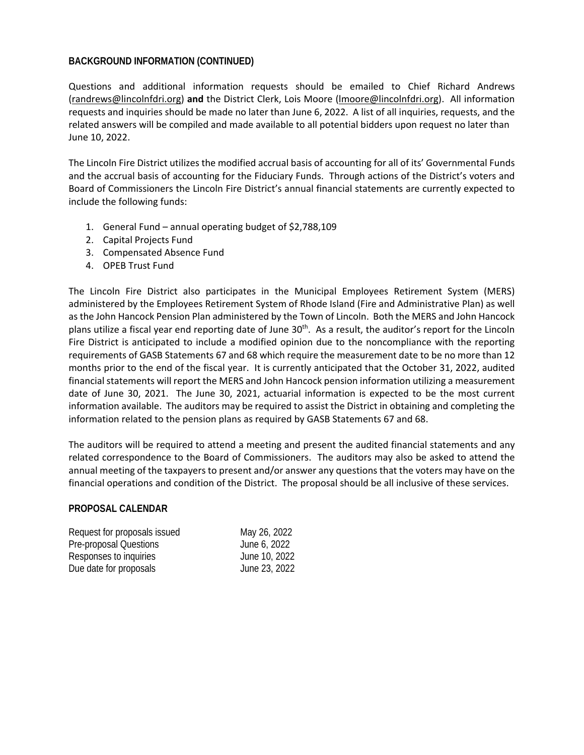### BACKGROUND INFORMATION (CONTINUED)

Questions and additional information requests should be emailed to Chief Richard Andrews (randrews@lincolnfdri.org) **and** the District Clerk, Lois Moore (lmoore@lincolnfdri.org). All information requests and inquiries should be made no later than June 6, 2022. A list of all inquiries, requests, and the related answers will be compiled and made available to all potential bidders upon request no later than June 10, 2022.

The Lincoln Fire District utilizes the modified accrual basis of accounting for all of its' Governmental Funds and the accrual basis of accounting for the Fiduciary Funds. Through actions of the District's voters and Board of Commissioners the Lincoln Fire District's annual financial statements are currently expected to include the following funds:

1. General Fund – annual operating budget of $2,788,109
2. Capital Projects Fund
3. Compensated Absence Fund
4. OPEB Trust Fund

The Lincoln Fire District also participates in the Municipal Employees Retirement System (MERS) administered by the Employees Retirement System of Rhode Island (Fire and Administrative Plan) as well as the John Hancock Pension Plan administered by the Town of Lincoln. Both the MERS and John Hancock plans utilize a fiscal year end reporting date of June 30th. As a result, the auditor's report for the Lincoln Fire District is anticipated to include a modified opinion due to the noncompliance with the reporting requirements of GASB Statements 67 and 68 which require the measurement date to be no more than 12 months prior to the end of the fiscal year. It is currently anticipated that the October 31, 2022, audited financial statements will report the MERS and John Hancock pension information utilizing a measurement date of June 30, 2021. The June 30, 2021, actuarial information is expected to be the most current information available. The auditors may be required to assist the District in obtaining and completing the information related to the pension plans as required by GASB Statements 67 and 68.

The auditors will be required to attend a meeting and present the audited financial statements and any related correspondence to the Board of Commissioners. The auditors may also be asked to attend the annual meeting of the taxpayers to present and/or answer any questions that the voters may have on the financial operations and condition of the District. The proposal should be all inclusive of these services.

### PROPOSAL CALENDAR

| | |
|---|---|
| Request for proposals issued | May 26, 2022 |
| Pre-proposal Questions | June 6, 2022 |
| Responses to inquiries | June 10, 2022 |
| Due date for proposals | June 23, 2022 |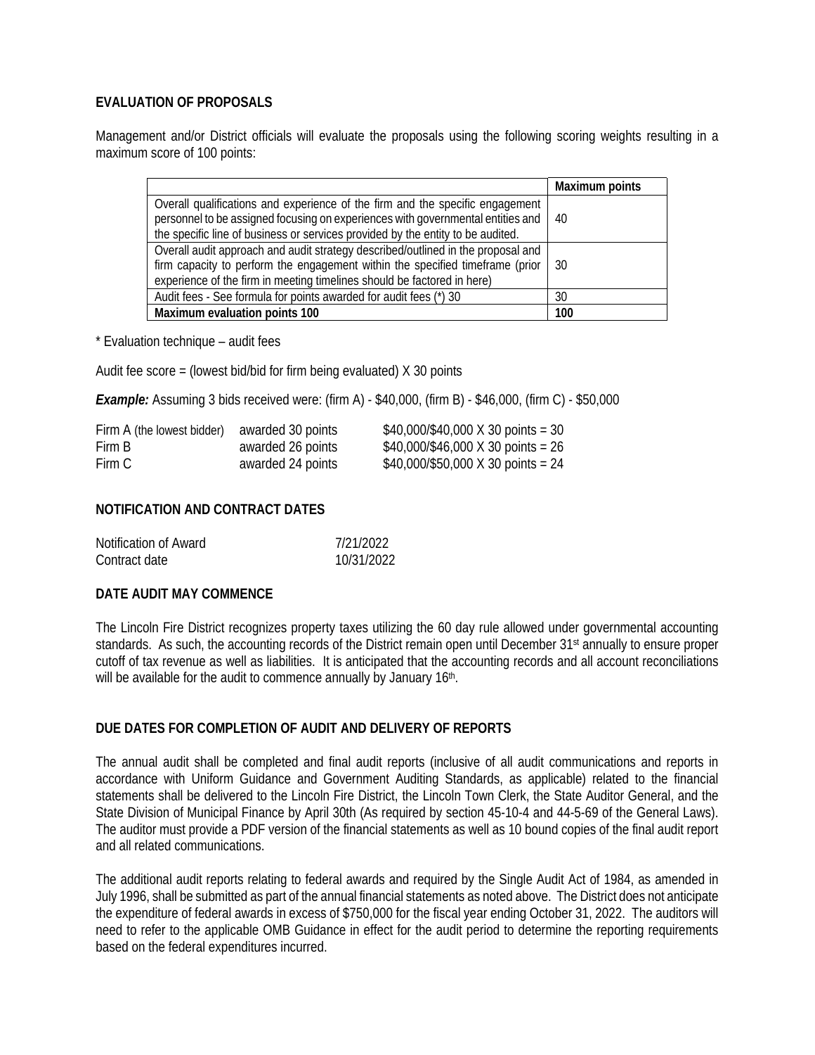## EVALUATION OF PROPOSALS

Management and/or District officials will evaluate the proposals using the following scoring weights resulting in a maximum score of 100 points:

| | Maximum points |
|---|---|
| Overall qualifications and experience of the firm and the specific engagement personnel to be assigned focusing on experiences with governmental entities and the specific line of business or services provided by the entity to be audited. | 40 |
| Overall audit approach and audit strategy described/outlined in the proposal and firm capacity to perform the engagement within the specified timeframe (prior experience of the firm in meeting timelines should be factored in here) | 30 |
| Audit fees - See formula for points awarded for audit fees (*) 30 | 30 |
| **Maximum evaluation points 100** | **100** |

* Evaluation technique – audit fees

Audit fee score = (lowest bid/bid for firm being evaluated) X 30 points

***Example:*** Assuming 3 bids received were: (firm A) - $40,000, (firm B) - $46,000, (firm C) - $50,000

| | | |
|---|---|---|
| Firm A (the lowest bidder) | awarded 30 points | $40,000/$40,000 X 30 points = 30 |
| Firm B | awarded 26 points | $40,000/$46,000 X 30 points = 26 |
| Firm C | awarded 24 points | $40,000/$50,000 X 30 points = 24 |

## NOTIFICATION AND CONTRACT DATES

| | |
|---|---|
| Notification of Award | 7/21/2022 |
| Contract date | 10/31/2022 |

## DATE AUDIT MAY COMMENCE

The Lincoln Fire District recognizes property taxes utilizing the 60 day rule allowed under governmental accounting standards. As such, the accounting records of the District remain open until December 31st annually to ensure proper cutoff of tax revenue as well as liabilities. It is anticipated that the accounting records and all account reconciliations will be available for the audit to commence annually by January 16th.

## DUE DATES FOR COMPLETION OF AUDIT AND DELIVERY OF REPORTS

The annual audit shall be completed and final audit reports (inclusive of all audit communications and reports in accordance with Uniform Guidance and Government Auditing Standards, as applicable) related to the financial statements shall be delivered to the Lincoln Fire District, the Lincoln Town Clerk, the State Auditor General, and the State Division of Municipal Finance by April 30th (As required by section 45-10-4 and 44-5-69 of the General Laws). The auditor must provide a PDF version of the financial statements as well as 10 bound copies of the final audit report and all related communications.

The additional audit reports relating to federal awards and required by the Single Audit Act of 1984, as amended in July 1996, shall be submitted as part of the annual financial statements as noted above. The District does not anticipate the expenditure of federal awards in excess of $750,000 for the fiscal year ending October 31, 2022. The auditors will need to refer to the applicable OMB Guidance in effect for the audit period to determine the reporting requirements based on the federal expenditures incurred.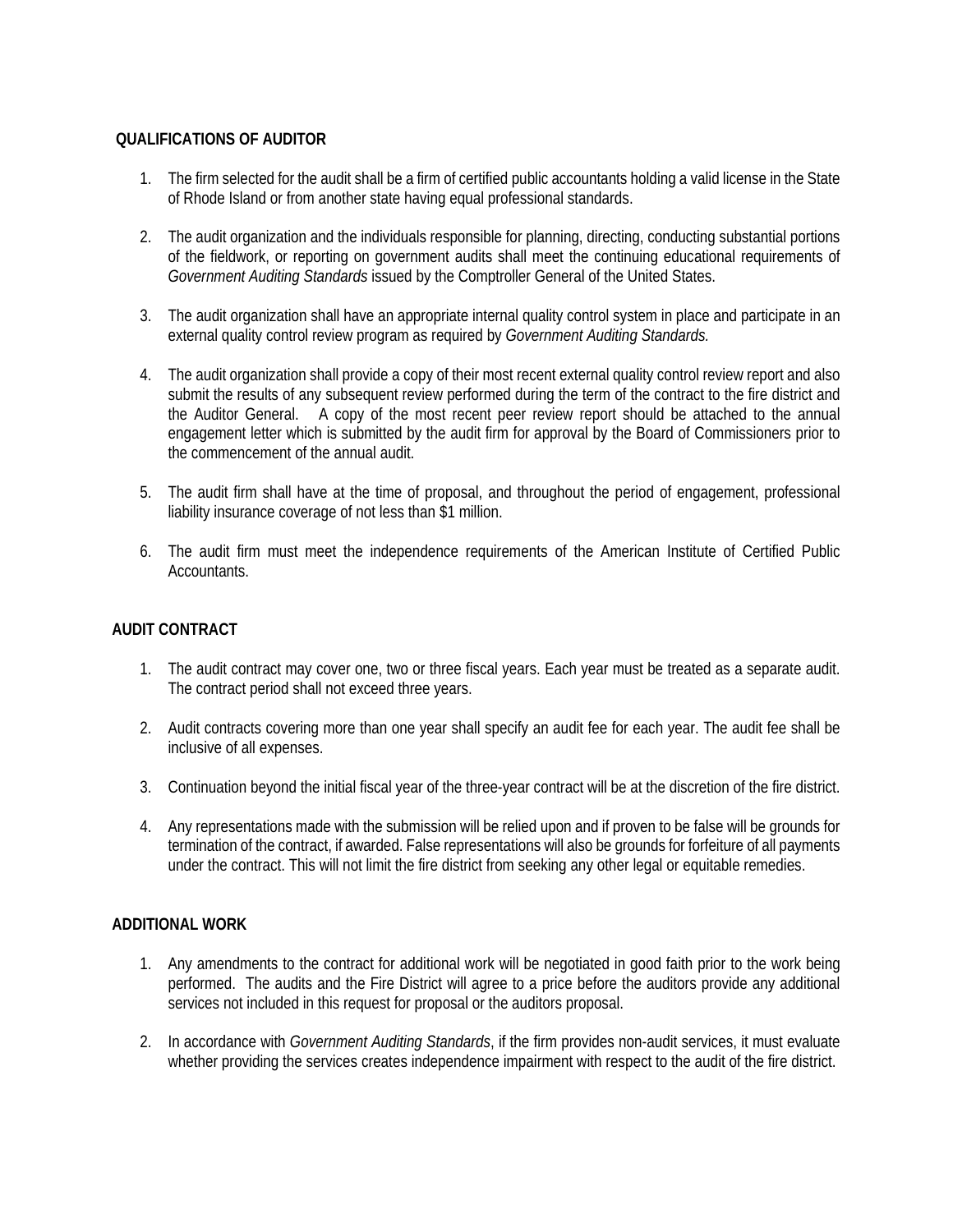## QUALIFICATIONS OF AUDITOR

1. The firm selected for the audit shall be a firm of certified public accountants holding a valid license in the State of Rhode Island or from another state having equal professional standards.

2. The audit organization and the individuals responsible for planning, directing, conducting substantial portions of the fieldwork, or reporting on government audits shall meet the continuing educational requirements of *Government Auditing Standards* issued by the Comptroller General of the United States.

3. The audit organization shall have an appropriate internal quality control system in place and participate in an external quality control review program as required by *Government Auditing Standards.*

4. The audit organization shall provide a copy of their most recent external quality control review report and also submit the results of any subsequent review performed during the term of the contract to the fire district and the Auditor General. A copy of the most recent peer review report should be attached to the annual engagement letter which is submitted by the audit firm for approval by the Board of Commissioners prior to the commencement of the annual audit.

5. The audit firm shall have at the time of proposal, and throughout the period of engagement, professional liability insurance coverage of not less than $1 million.

6. The audit firm must meet the independence requirements of the American Institute of Certified Public Accountants.

## AUDIT CONTRACT

1. The audit contract may cover one, two or three fiscal years. Each year must be treated as a separate audit. The contract period shall not exceed three years.

2. Audit contracts covering more than one year shall specify an audit fee for each year. The audit fee shall be inclusive of all expenses.

3. Continuation beyond the initial fiscal year of the three-year contract will be at the discretion of the fire district.

4. Any representations made with the submission will be relied upon and if proven to be false will be grounds for termination of the contract, if awarded. False representations will also be grounds for forfeiture of all payments under the contract. This will not limit the fire district from seeking any other legal or equitable remedies.

## ADDITIONAL WORK

1. Any amendments to the contract for additional work will be negotiated in good faith prior to the work being performed. The audits and the Fire District will agree to a price before the auditors provide any additional services not included in this request for proposal or the auditors proposal.

2. In accordance with *Government Auditing Standards*, if the firm provides non-audit services, it must evaluate whether providing the services creates independence impairment with respect to the audit of the fire district.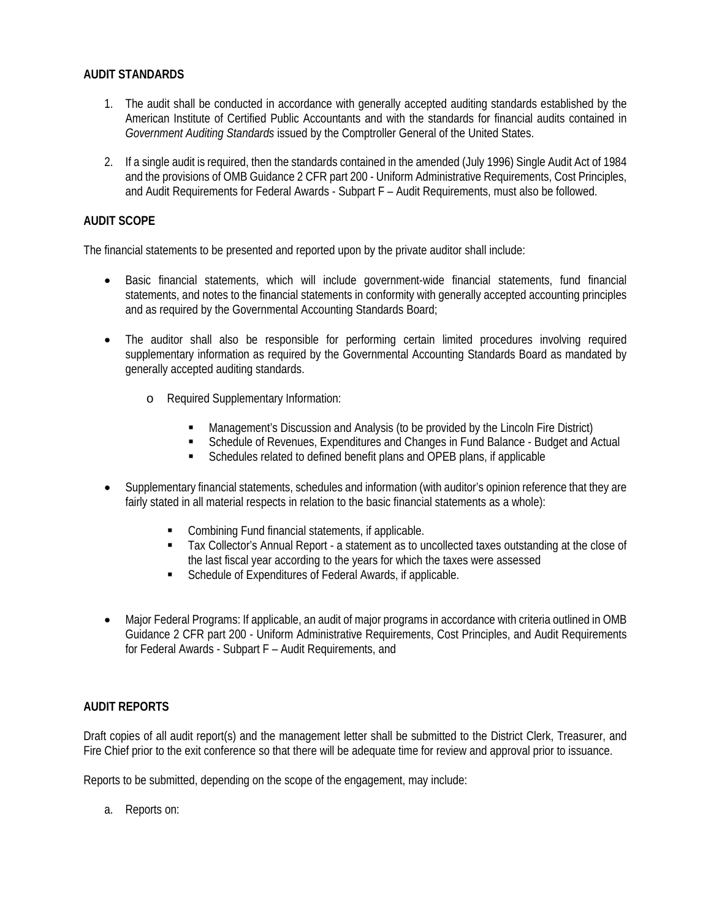**AUDIT STANDARDS**

1. The audit shall be conducted in accordance with generally accepted auditing standards established by the American Institute of Certified Public Accountants and with the standards for financial audits contained in *Government Auditing Standards* issued by the Comptroller General of the United States.

2. If a single audit is required, then the standards contained in the amended (July 1996) Single Audit Act of 1984 and the provisions of OMB Guidance 2 CFR part 200 - Uniform Administrative Requirements, Cost Principles, and Audit Requirements for Federal Awards - Subpart F – Audit Requirements, must also be followed.

**AUDIT SCOPE**

The financial statements to be presented and reported upon by the private auditor shall include:

- Basic financial statements, which will include government-wide financial statements, fund financial statements, and notes to the financial statements in conformity with generally accepted accounting principles and as required by the Governmental Accounting Standards Board;

- The auditor shall also be responsible for performing certain limited procedures involving required supplementary information as required by the Governmental Accounting Standards Board as mandated by generally accepted auditing standards.

    - Required Supplementary Information:

        - Management's Discussion and Analysis (to be provided by the Lincoln Fire District)
        - Schedule of Revenues, Expenditures and Changes in Fund Balance - Budget and Actual
        - Schedules related to defined benefit plans and OPEB plans, if applicable

- Supplementary financial statements, schedules and information (with auditor's opinion reference that they are fairly stated in all material respects in relation to the basic financial statements as a whole):

    - Combining Fund financial statements, if applicable.
    - Tax Collector's Annual Report - a statement as to uncollected taxes outstanding at the close of the last fiscal year according to the years for which the taxes were assessed
    - Schedule of Expenditures of Federal Awards, if applicable.

- Major Federal Programs: If applicable, an audit of major programs in accordance with criteria outlined in OMB Guidance 2 CFR part 200 - Uniform Administrative Requirements, Cost Principles, and Audit Requirements for Federal Awards - Subpart F – Audit Requirements, and

**AUDIT REPORTS**

Draft copies of all audit report(s) and the management letter shall be submitted to the District Clerk, Treasurer, and Fire Chief prior to the exit conference so that there will be adequate time for review and approval prior to issuance.

Reports to be submitted, depending on the scope of the engagement, may include:

a. Reports on: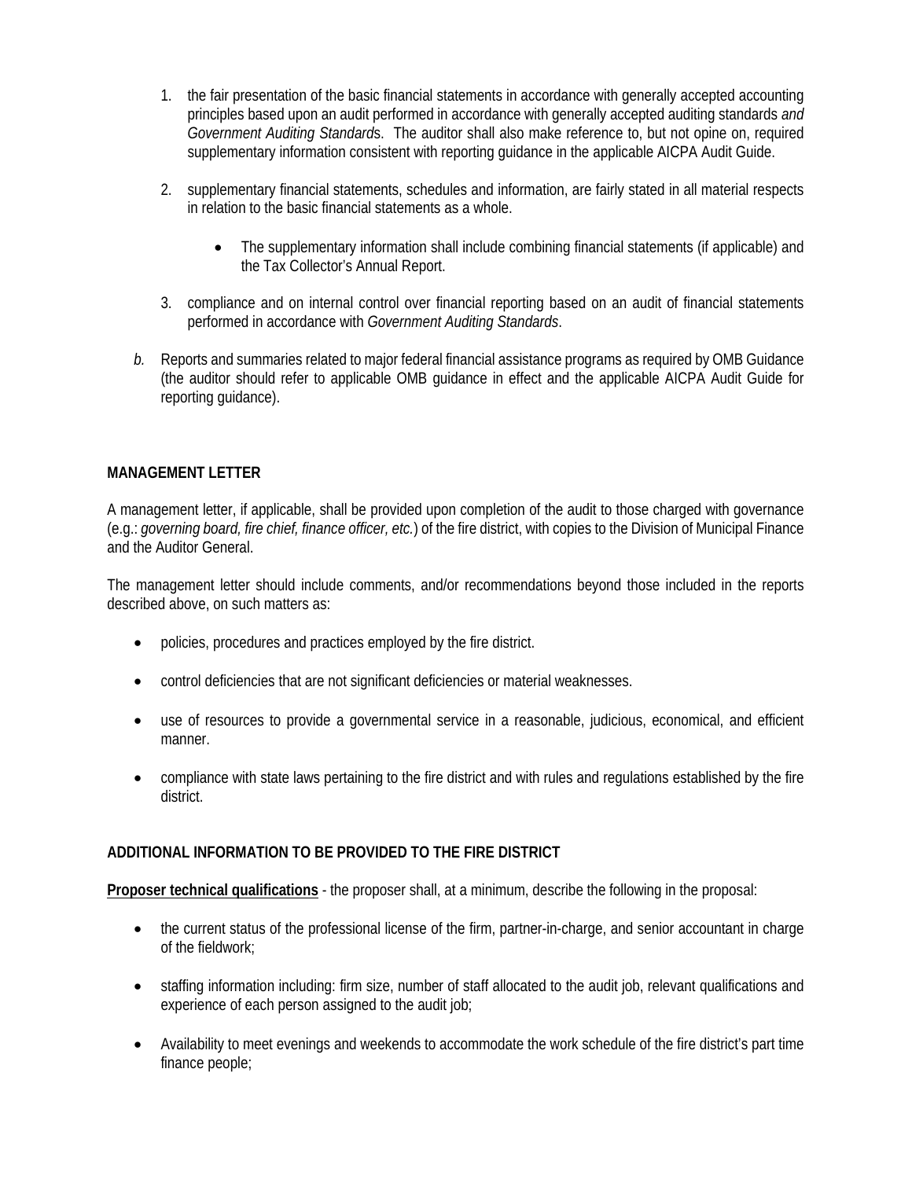1. the fair presentation of the basic financial statements in accordance with generally accepted accounting principles based upon an audit performed in accordance with generally accepted auditing standards *and Government Auditing Standards*. The auditor shall also make reference to, but not opine on, required supplementary information consistent with reporting guidance in the applicable AICPA Audit Guide.

2. supplementary financial statements, schedules and information, are fairly stated in all material respects in relation to the basic financial statements as a whole.

    - The supplementary information shall include combining financial statements (if applicable) and the Tax Collector's Annual Report.

3. compliance and on internal control over financial reporting based on an audit of financial statements performed in accordance with *Government Auditing Standards*.

*b.* Reports and summaries related to major federal financial assistance programs as required by OMB Guidance (the auditor should refer to applicable OMB guidance in effect and the applicable AICPA Audit Guide for reporting guidance).

**MANAGEMENT LETTER**

A management letter, if applicable, shall be provided upon completion of the audit to those charged with governance (e.g.: *governing board, fire chief, finance officer, etc.*) of the fire district, with copies to the Division of Municipal Finance and the Auditor General.

The management letter should include comments, and/or recommendations beyond those included in the reports described above, on such matters as:

- policies, procedures and practices employed by the fire district.
- control deficiencies that are not significant deficiencies or material weaknesses.
- use of resources to provide a governmental service in a reasonable, judicious, economical, and efficient manner.
- compliance with state laws pertaining to the fire district and with rules and regulations established by the fire district.

**ADDITIONAL INFORMATION TO BE PROVIDED TO THE FIRE DISTRICT**

**Proposer technical qualifications** - the proposer shall, at a minimum, describe the following in the proposal:

- the current status of the professional license of the firm, partner-in-charge, and senior accountant in charge of the fieldwork;
- staffing information including: firm size, number of staff allocated to the audit job, relevant qualifications and experience of each person assigned to the audit job;
- Availability to meet evenings and weekends to accommodate the work schedule of the fire district's part time finance people;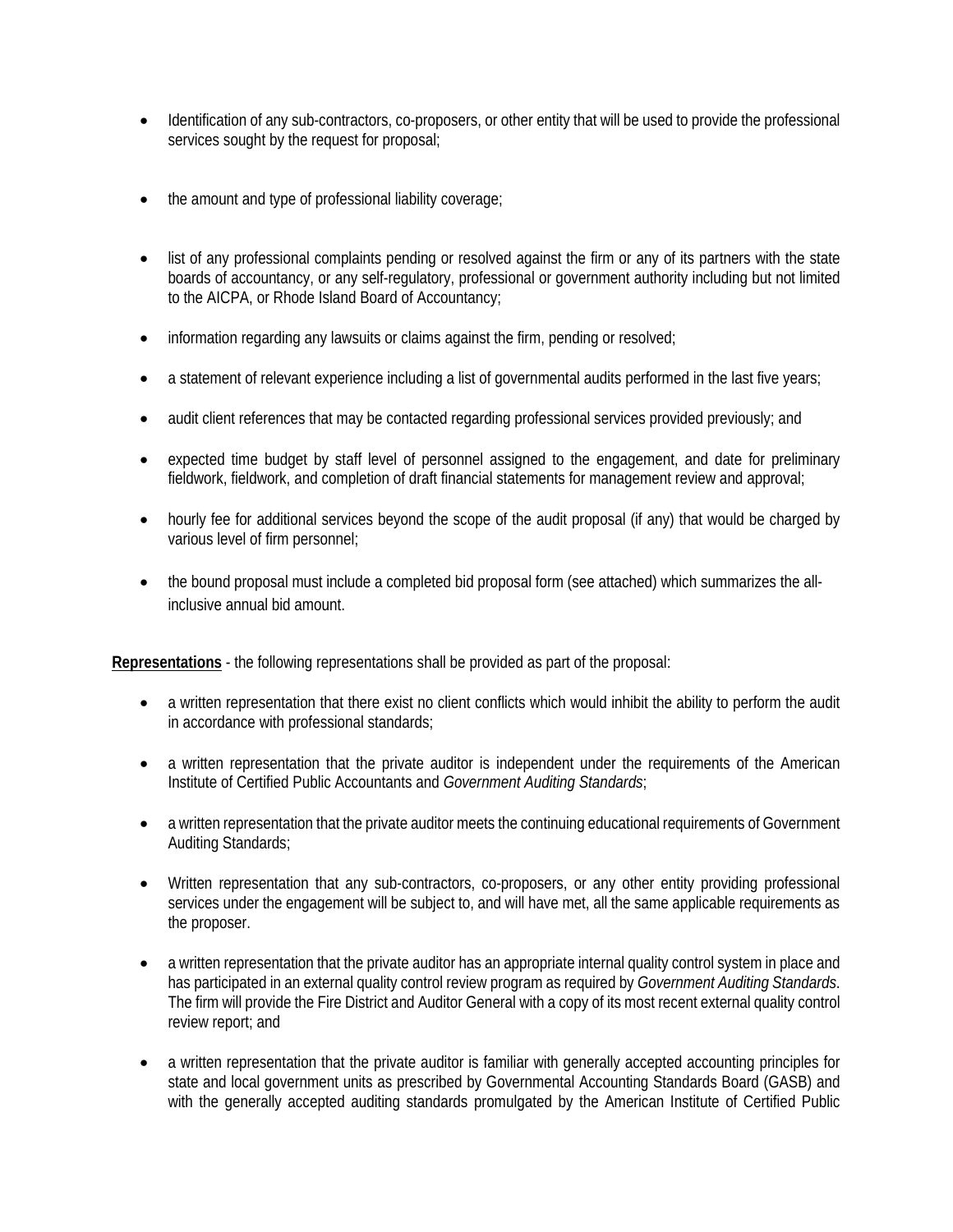- Identification of any sub-contractors, co-proposers, or other entity that will be used to provide the professional services sought by the request for proposal;

- the amount and type of professional liability coverage;

- list of any professional complaints pending or resolved against the firm or any of its partners with the state boards of accountancy, or any self-regulatory, professional or government authority including but not limited to the AICPA, or Rhode Island Board of Accountancy;

- information regarding any lawsuits or claims against the firm, pending or resolved;

- a statement of relevant experience including a list of governmental audits performed in the last five years;

- audit client references that may be contacted regarding professional services provided previously; and

- expected time budget by staff level of personnel assigned to the engagement, and date for preliminary fieldwork, fieldwork, and completion of draft financial statements for management review and approval;

- hourly fee for additional services beyond the scope of the audit proposal (if any) that would be charged by various level of firm personnel;

- the bound proposal must include a completed bid proposal form (see attached) which summarizes the all-inclusive annual bid amount.

**Representations** - the following representations shall be provided as part of the proposal:

- a written representation that there exist no client conflicts which would inhibit the ability to perform the audit in accordance with professional standards;

- a written representation that the private auditor is independent under the requirements of the American Institute of Certified Public Accountants and *Government Auditing Standards*;

- a written representation that the private auditor meets the continuing educational requirements of Government Auditing Standards;

- Written representation that any sub-contractors, co-proposers, or any other entity providing professional services under the engagement will be subject to, and will have met, all the same applicable requirements as the proposer.

- a written representation that the private auditor has an appropriate internal quality control system in place and has participated in an external quality control review program as required by *Government Auditing Standards*. The firm will provide the Fire District and Auditor General with a copy of its most recent external quality control review report; and

- a written representation that the private auditor is familiar with generally accepted accounting principles for state and local government units as prescribed by Governmental Accounting Standards Board (GASB) and with the generally accepted auditing standards promulgated by the American Institute of Certified Public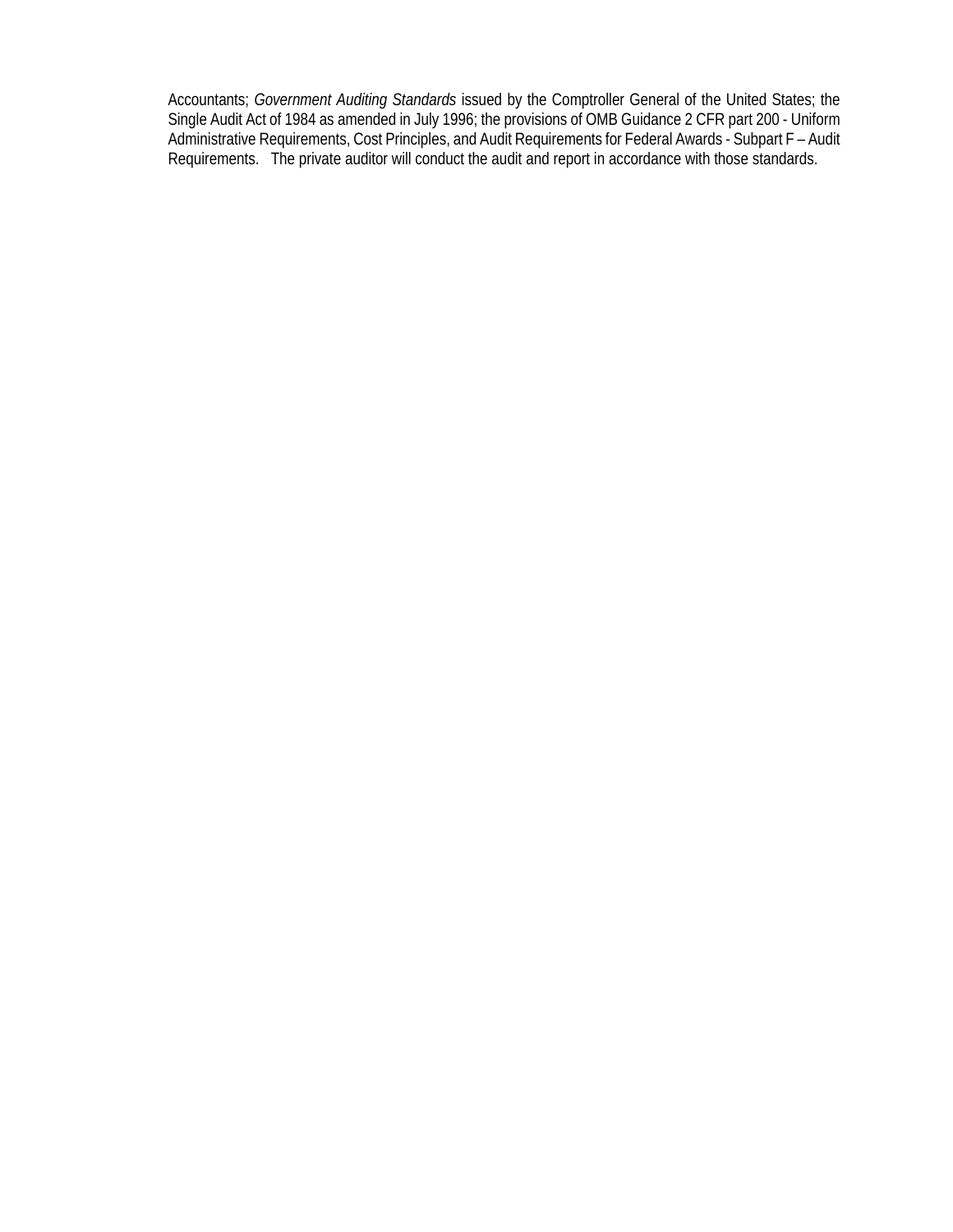Accountants; *Government Auditing Standards* issued by the Comptroller General of the United States; the Single Audit Act of 1984 as amended in July 1996; the provisions of OMB Guidance 2 CFR part 200 - Uniform Administrative Requirements, Cost Principles, and Audit Requirements for Federal Awards - Subpart F – Audit Requirements. The private auditor will conduct the audit and report in accordance with those standards.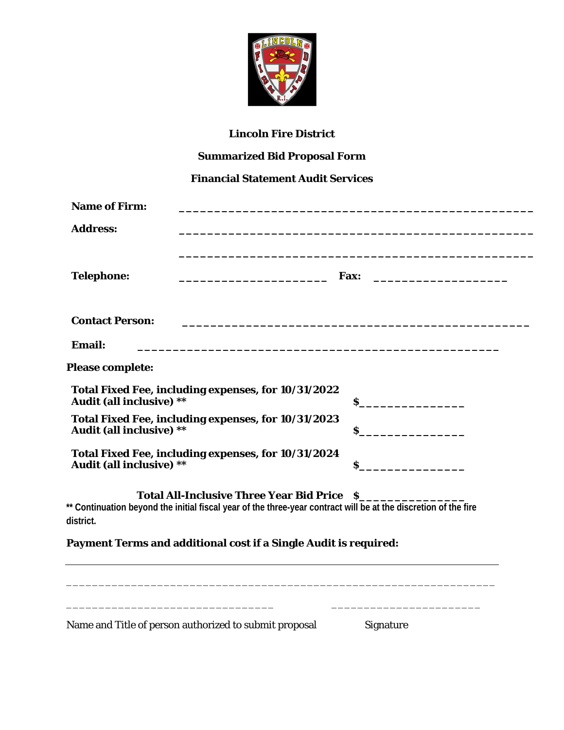**Lincoln Fire District**

**Summarized Bid Proposal Form**

**Financial Statement Audit Services**

**Name of Firm:** ___________________________________________________

**Address:** ___________________________________________________

___________________________________________________

**Telephone:** _____________________ **Fax:** ___________________

**Contact Person:** ___________________________________________________

**Email:** ___________________________________________________

**Please complete:**

| | |
|---|---|
| **Total Fixed Fee, including expenses, for 10/31/2022 Audit (all inclusive) **** | **$**_______________ |
| **Total Fixed Fee, including expenses, for 10/31/2023 Audit (all inclusive) **** | **$**_______________ |
| **Total Fixed Fee, including expenses, for 10/31/2024 Audit (all inclusive) **** | **$**_______________ |
| **Total All-Inclusive Three Year Bid Price** | **$**_______________ |

**** Continuation beyond the initial fiscal year of the three-year contract will be at the discretion of the fire district.**

**Payment Terms and additional cost if a Single Audit is required:**

_________________________________________________________________

_________________________________________________________________

_______________________________ ______________________

Name and Title of person authorized to submit proposal Signature